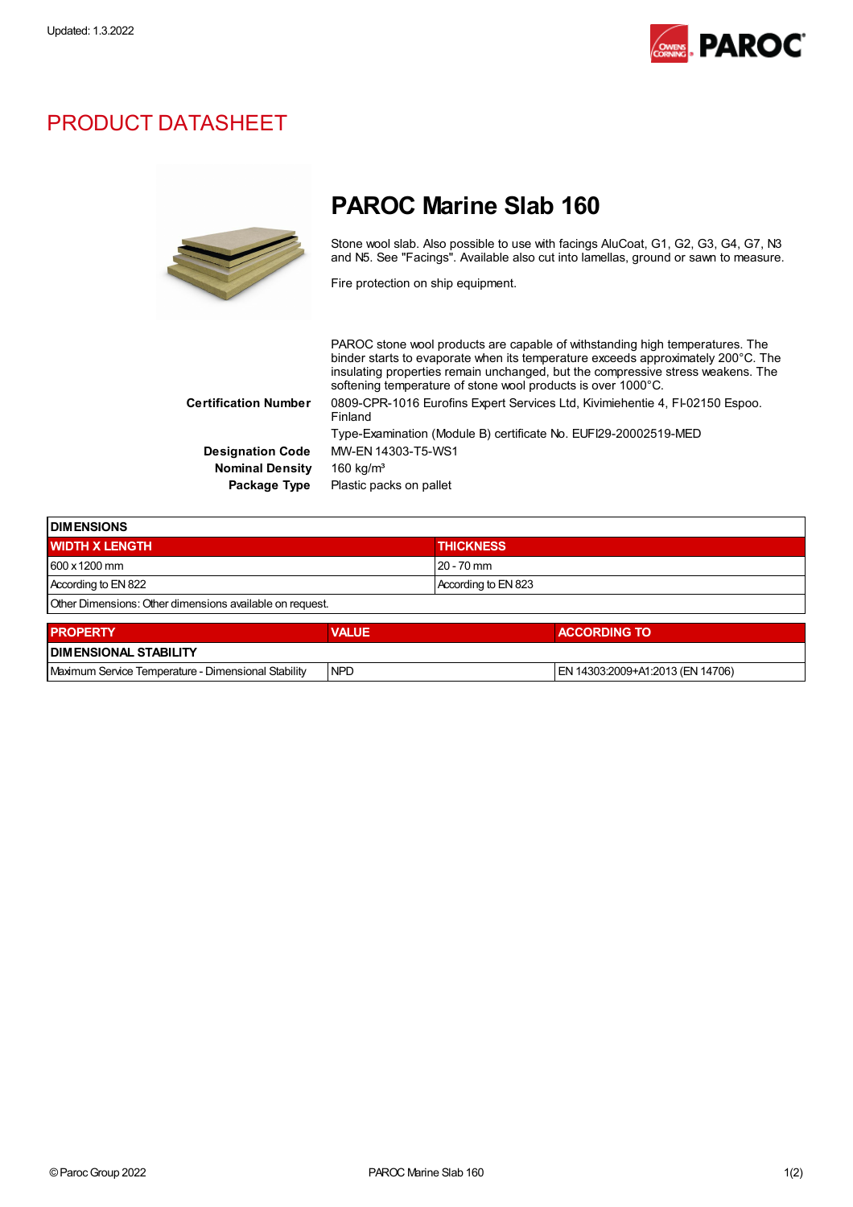Updated: 1.3.2022

# PRODUCT DATASHEET

## PAROC Marine Slab 160

Stone wool slab. Also possible to use with facings AluCoat, G1, G2, G3, G4, G7, N3 and N5. See "Facings". Available also cut into lamellas, ground or sawn to measure.

Fire protection on ship equipment.

PAROC stone wool products are capable of withstanding high temperatures. The binder starts to evaporate when its temperature exceeds approximately 200°C. The insulating properties remain unchanged, but the compressive stress weakens. The softening temperature of stone wool products is over 1000°C.

**Certification Number** 0809-CPR-1016 Eurofins Expert Services Ltd, Kivimiehentie 4, FI-02150 Espoo. Finland

Type-Examination (Module B) certificate No. EUFI29-20002519-MED

**Designation Code** MW-EN 14303-T5-WS1

**Nominal Density** 160 kg/m³

**Package Type** Plastic packs on pallet

| DIMENSIONS | |
|---|---|
| **WIDTH X LENGTH** | **THICKNESS** |
| 600 x 1200 mm | 20 - 70 mm |
| According to EN 822 | According to EN 823 |
| Other Dimensions: Other dimensions available on request. | |

| PROPERTY | VALUE | ACCORDING TO |
|---|---|---|
| **DIMENSIONAL STABILITY** | | |
| Maximum Service Temperature - Dimensional Stability | NPD | EN 14303:2009+A1:2013 (EN 14706) |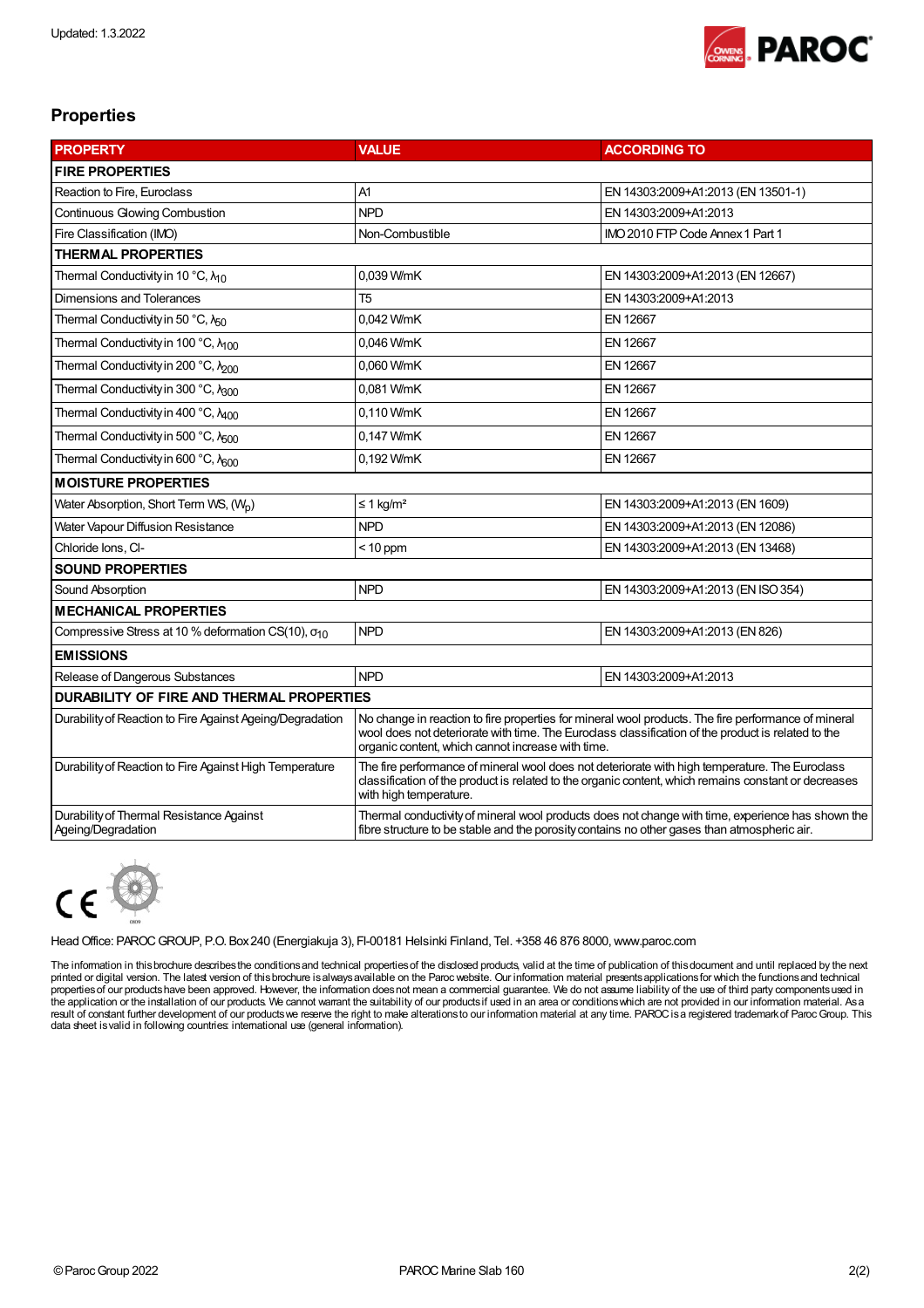## Properties

| PROPERTY | VALUE | ACCORDING TO |
|---|---|---|
| **FIRE PROPERTIES** | | |
| Reaction to Fire, Euroclass | A1 | EN 14303:2009+A1:2013 (EN 13501-1) |
| Continuous Glowing Combustion | NPD | EN 14303:2009+A1:2013 |
| Fire Classification (IMO) | Non-Combustible | IMO 2010 FTP Code Annex 1 Part 1 |
| **THERMAL PROPERTIES** | | |
| Thermal Conductivity in 10 °C, $\lambda_{10}$ | 0,039 W/mK | EN 14303:2009+A1:2013 (EN 12667) |
| Dimensions and Tolerances | T5 | EN 14303:2009+A1:2013 |
| Thermal Conductivity in 50 °C, $\lambda_{50}$ | 0,042 W/mK | EN 12667 |
| Thermal Conductivity in 100 °C, $\lambda_{100}$ | 0,046 W/mK | EN 12667 |
| Thermal Conductivity in 200 °C, $\lambda_{200}$ | 0,060 W/mK | EN 12667 |
| Thermal Conductivity in 300 °C, $\lambda_{300}$ | 0,081 W/mK | EN 12667 |
| Thermal Conductivity in 400 °C, $\lambda_{400}$ | 0,110 W/mK | EN 12667 |
| Thermal Conductivity in 500 °C, $\lambda_{500}$ | 0,147 W/mK | EN 12667 |
| Thermal Conductivity in 600 °C, $\lambda_{600}$ | 0,192 W/mK | EN 12667 |
| **MOISTURE PROPERTIES** | | |
| Water Absorption, Short Term WS, ($W_p$) | ≤ 1 kg/m² | EN 14303:2009+A1:2013 (EN 1609) |
| Water Vapour Diffusion Resistance | NPD | EN 14303:2009+A1:2013 (EN 12086) |
| Chloride Ions, Cl- | < 10 ppm | EN 14303:2009+A1:2013 (EN 13468) |
| **SOUND PROPERTIES** | | |
| Sound Absorption | NPD | EN 14303:2009+A1:2013 (EN ISO 354) |
| **MECHANICAL PROPERTIES** | | |
| Compressive Stress at 10 % deformation CS(10), $\sigma_{10}$ | NPD | EN 14303:2009+A1:2013 (EN 826) |
| **EMISSIONS** | | |
| Release of Dangerous Substances | NPD | EN 14303:2009+A1:2013 |
| **DURABILITY OF FIRE AND THERMAL PROPERTIES** | | |
| Durability of Reaction to Fire Against Ageing/Degradation | No change in reaction to fire properties for mineral wool products. The fire performance of mineral wool does not deteriorate with time. The Euroclass classification of the product is related to the organic content, which cannot increase with time. | |
| Durability of Reaction to Fire Against High Temperature | The fire performance of mineral wool does not deteriorate with high temperature. The Euroclass classification of the product is related to the organic content, which remains constant or decreases with high temperature. | |
| Durability of Thermal Resistance Against Ageing/Degradation | Thermal conductivity of mineral wool products does not change with time, experience has shown the fibre structure to be stable and the porosity contains no other gases than atmospheric air. | |

Head Office: PAROC GROUP, P.O. Box 240 (Energiakuja 3), FI-00181 Helsinki Finland, Tel. +358 46 876 8000, www.paroc.com

The information in this brochure describes the conditions and technical properties of the disclosed products, valid at the time of publication of this document and until replaced by the next printed or digital version. The latest version of this brochure is always available on the Paroc website. Our information material presents applications for which the functions and technical properties of our products have been approved. However, the information does not mean a commercial guarantee. We do not assume liability of the use of third party components used in the application or the installation of our products. We cannot warrant the suitability of our products if used in an area or conditions which are not provided in our information material. As a result of constant further development of our products we reserve the right to make alterations to our information material at any time. PAROC is a registered trademark of Paroc Group. This data sheet is valid in following countries: international use (general information).